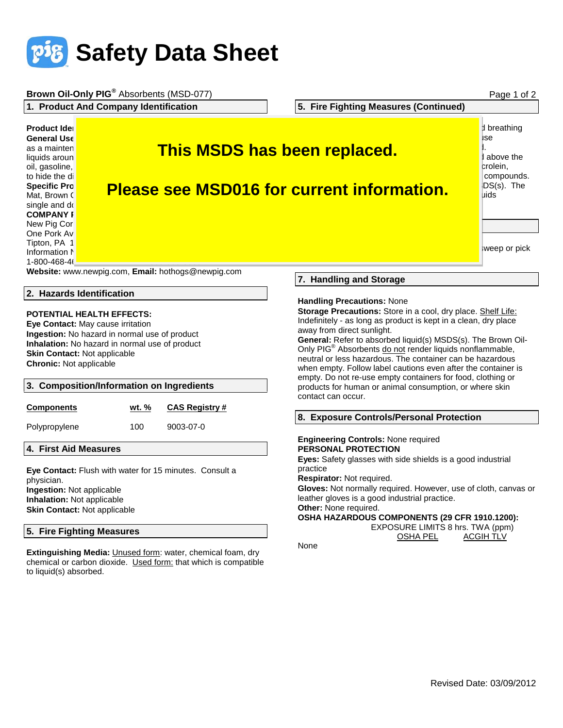# Safety Data Sheet

**Brown Oil-Only PIG® Absorbents** (MSD-077)

## 1. Product And Company Identification

**Product Ide**
**General Use**
as a mainten
liquids aroun
oil, gasoline,
to hide the di
**Specific Pro**
Mat, Brown C
single and do
**COMPANY I**
New Pig Cor
One Pork Av
Tipton, PA 1
Information N
1-800-468-4
**Website:** www.newpig.com, **Email:** hothogs@newpig.com

**This MSDS has been replaced.**

**Please see MSD016 for current information.**

## 2. Hazards Identification

**POTENTIAL HEALTH EFFECTS:**
**Eye Contact:** May cause irritation
**Ingestion:** No hazard in normal use of product
**Inhalation:** No hazard in normal use of product
**Skin Contact:** Not applicable
**Chronic:** Not applicable

## 3. Composition/Information on Ingredients

| Components | wt. % | CAS Registry # |
|---|---|---|
| Polypropylene | 100 | 9003-07-0 |

## 4. First Aid Measures

**Eye Contact:** Flush with water for 15 minutes. Consult a physician.
**Ingestion:** Not applicable
**Inhalation:** Not applicable
**Skin Contact:** Not applicable

## 5. Fire Fighting Measures

**Extinguishing Media:** Unused form: water, chemical foam, dry chemical or carbon dioxide. Used form: that which is compatible to liquid(s) absorbed.

## 5. Fire Fighting Measures (Continued)

d breathing
use
d.
d above the
crolein,
compounds.
DS(s). The
uids

sweep or pick

## 7. Handling and Storage

**Handling Precautions:** None
**Storage Precautions:** Store in a cool, dry place. Shelf Life: Indefinitely - as long as product is kept in a clean, dry place away from direct sunlight.
**General:** Refer to absorbed liquid(s) MSDS(s). The Brown Oil-Only PIG® Absorbents do not render liquids nonflammable, neutral or less hazardous. The container can be hazardous when empty. Follow label cautions even after the container is empty. Do not re-use empty containers for food, clothing or products for human or animal consumption, or where skin contact can occur.

## 8. Exposure Controls/Personal Protection

**Engineering Controls:** None required
**PERSONAL PROTECTION**
**Eyes:** Safety glasses with side shields is a good industrial practice
**Respirator:** Not required.
**Gloves:** Not normally required. However, use of cloth, canvas or leather gloves is a good industrial practice.
**Other:** None required.
**OSHA HAZARDOUS COMPONENTS (29 CFR 1910.1200):**

| | EXPOSURE LIMITS 8 hrs. TWA (ppm) | |
|---|---|---|
| | OSHA PEL | ACGIH TLV |
| None | | |

Revised Date: 03/09/2012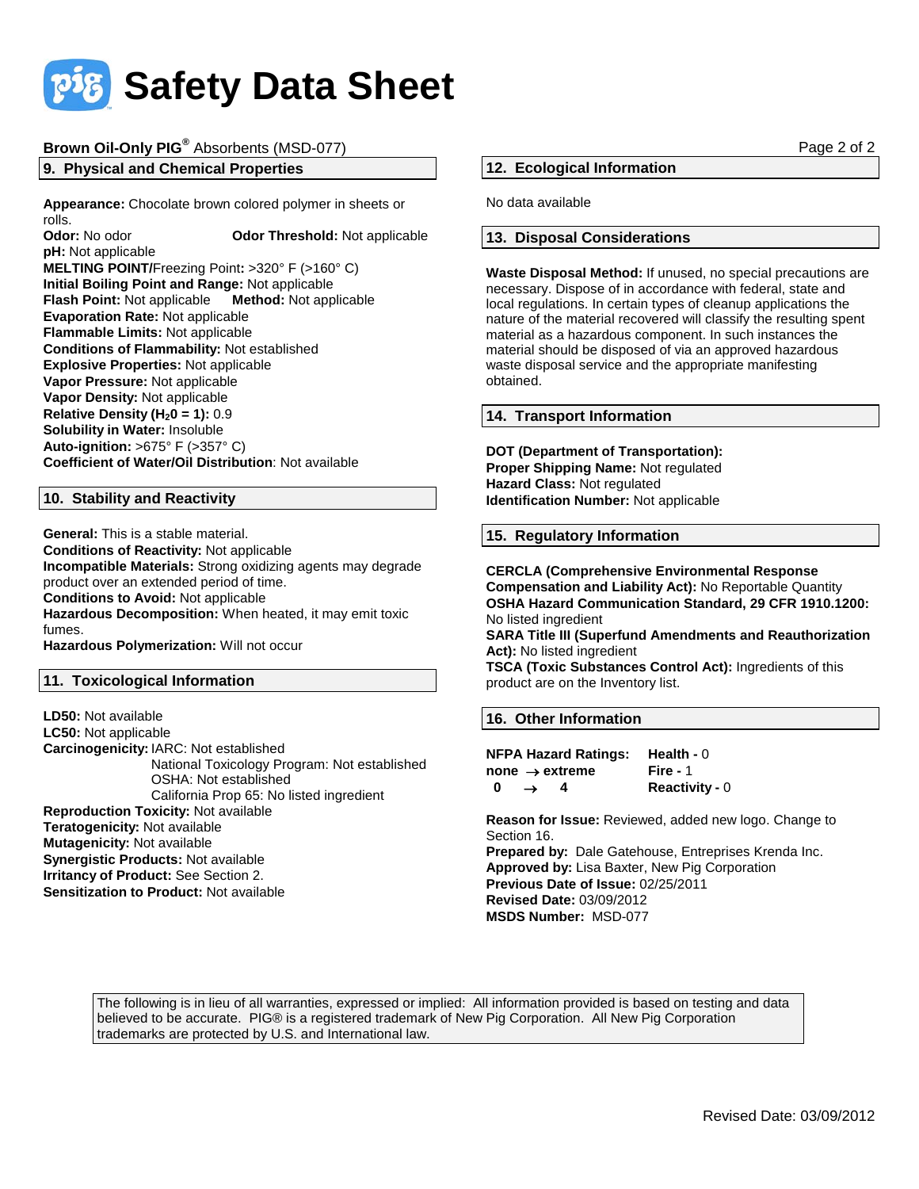# Safety Data Sheet

**Brown Oil-Only PIG®** Absorbents (MSD-077)

## 9. Physical and Chemical Properties

**Appearance:** Chocolate brown colored polymer in sheets or rolls.
**Odor:** No odor **Odor Threshold:** Not applicable
**pH:** Not applicable
**MELTING POINT/**Freezing Point**:** >320° F (>160° C)
**Initial Boiling Point and Range:** Not applicable
**Flash Point:** Not applicable **Method:** Not applicable
**Evaporation Rate:** Not applicable
**Flammable Limits:** Not applicable
**Conditions of Flammability:** Not established
**Explosive Properties:** Not applicable
**Vapor Pressure:** Not applicable
**Vapor Density:** Not applicable
**Relative Density ($H_20$ = 1):** 0.9
**Solubility in Water:** Insoluble
**Auto-ignition:** >675° F (>357° C)
**Coefficient of Water/Oil Distribution**: Not available

## 10. Stability and Reactivity

**General:** This is a stable material.
**Conditions of Reactivity:** Not applicable
**Incompatible Materials:** Strong oxidizing agents may degrade product over an extended period of time.
**Conditions to Avoid:** Not applicable
**Hazardous Decomposition:** When heated, it may emit toxic fumes.
**Hazardous Polymerization:** Will not occur

## 11. Toxicological Information

**LD50:** Not available
**LC50:** Not applicable
**Carcinogenicity:** IARC: Not established
National Toxicology Program: Not established
OSHA: Not established
California Prop 65: No listed ingredient
**Reproduction Toxicity:** Not available
**Teratogenicity:** Not available
**Mutagenicity:** Not available
**Synergistic Products:** Not available
**Irritancy of Product:** See Section 2.
**Sensitization to Product:** Not available

## 12. Ecological Information

No data available

## 13. Disposal Considerations

**Waste Disposal Method:** If unused, no special precautions are necessary. Dispose of in accordance with federal, state and local regulations. In certain types of cleanup applications the nature of the material recovered will classify the resulting spent material as a hazardous component. In such instances the material should be disposed of via an approved hazardous waste disposal service and the appropriate manifesting obtained.

## 14. Transport Information

**DOT (Department of Transportation):**
**Proper Shipping Name:** Not regulated
**Hazard Class:** Not regulated
**Identification Number:** Not applicable

## 15. Regulatory Information

**CERCLA (Comprehensive Environmental Response Compensation and Liability Act):** No Reportable Quantity
**OSHA Hazard Communication Standard, 29 CFR 1910.1200:** No listed ingredient
**SARA Title III (Superfund Amendments and Reauthorization Act):** No listed ingredient
**TSCA (Toxic Substances Control Act):** Ingredients of this product are on the Inventory list.

## 16. Other Information

**NFPA Hazard Ratings:** **none → extreme** **0 → 4**

**Health -** 0
**Fire -** 1
**Reactivity -** 0

**Reason for Issue:** Reviewed, added new logo. Change to Section 16.
**Prepared by:** Dale Gatehouse, Entreprises Krenda Inc.
**Approved by:** Lisa Baxter, New Pig Corporation
**Previous Date of Issue:** 02/25/2011
**Revised Date:** 03/09/2012
**MSDS Number:** MSD-077

The following is in lieu of all warranties, expressed or implied: All information provided is based on testing and data believed to be accurate. PIG® is a registered trademark of New Pig Corporation. All New Pig Corporation trademarks are protected by U.S. and International law.